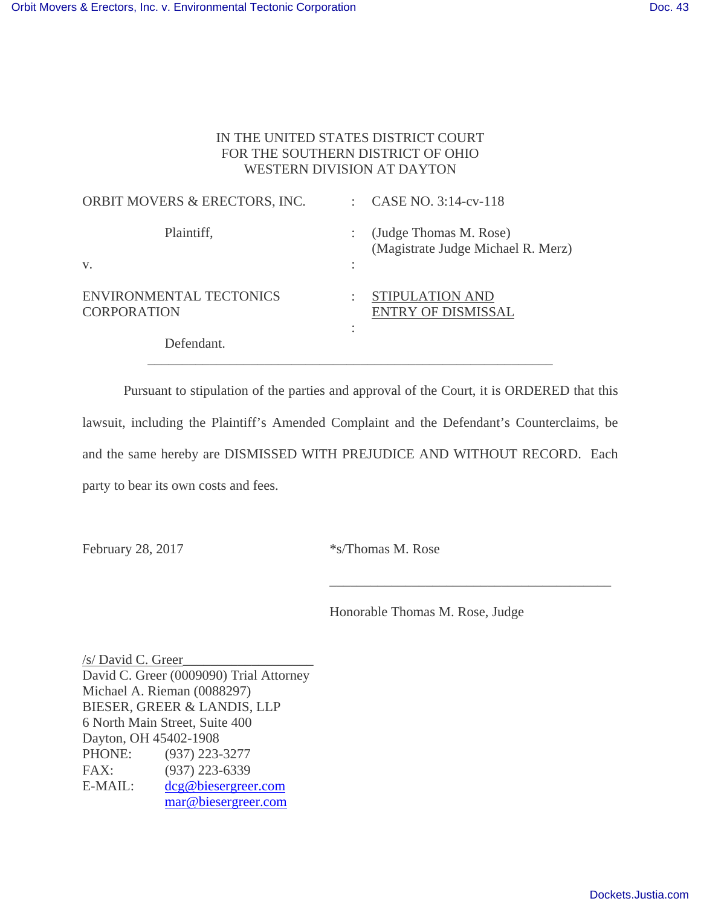IN THE UNITED STATES DISTRICT COURT
FOR THE SOUTHERN DISTRICT OF OHIO
WESTERN DIVISION AT DAYTON

| | | |
|---|---|---|
| ORBIT MOVERS & ERECTORS, INC. | : | CASE NO. 3:14-cv-118 |
| Plaintiff, | : | (Judge Thomas M. Rose) (Magistrate Judge Michael R. Merz) |
| v. | : | |
| ENVIRONMENTAL TECTONICS CORPORATION | : | STIPULATION AND ENTRY OF DISMISSAL |
| | : | |
| Defendant. | | |

---

Pursuant to stipulation of the parties and approval of the Court, it is ORDERED that this lawsuit, including the Plaintiff's Amended Complaint and the Defendant's Counterclaims, be and the same hereby are DISMISSED WITH PREJUDICE AND WITHOUT RECORD. Each party to bear its own costs and fees.

February 28, 2017 *s/Thomas M. Rose

______________________________________

Honorable Thomas M. Rose, Judge

/s/ David C. Greer__________________
David C. Greer (0009090) Trial Attorney
Michael A. Rieman (0088297)
BIESER, GREER & LANDIS, LLP
6 North Main Street, Suite 400
Dayton, OH 45402-1908
PHONE: (937) 223-3277
FAX: (937) 223-6339
E-MAIL: dcg@biesergreer.com
mar@biesergreer.com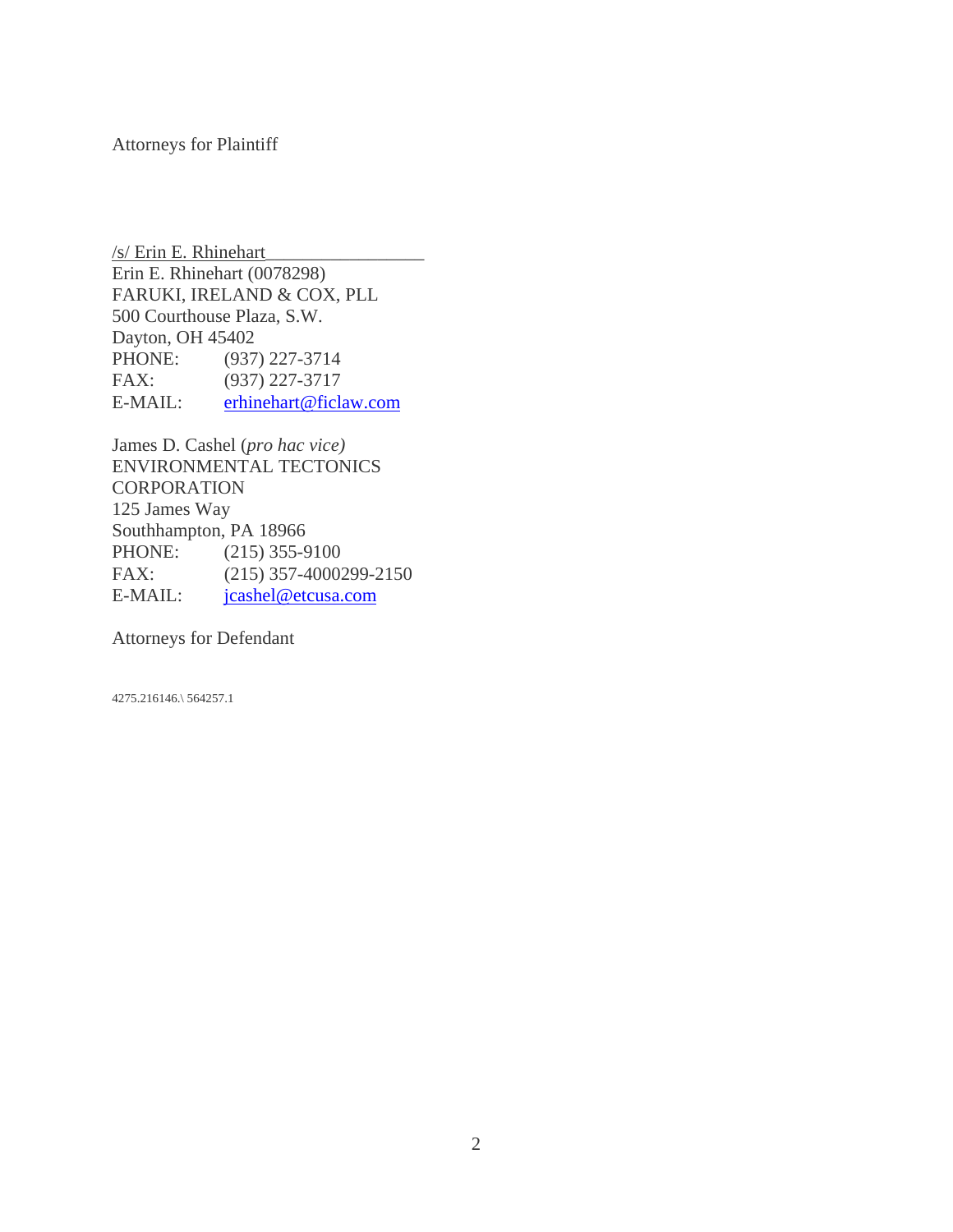Attorneys for Plaintiff

/s/ Erin E. Rhinehart_________________
Erin E. Rhinehart (0078298)
FARUKI, IRELAND & COX, PLL
500 Courthouse Plaza, S.W.
Dayton, OH 45402
PHONE: (937) 227-3714
FAX: (937) 227-3717
E-MAIL: erhinehart@ficlaw.com

James D. Cashel (*pro hac vice)*
ENVIRONMENTAL TECTONICS CORPORATION
125 James Way
Southhampton, PA 18966
PHONE: (215) 355-9100
FAX: (215) 357-4000299-2150
E-MAIL: jcashel@etcusa.com

Attorneys for Defendant

4275.216146.\ 564257.1